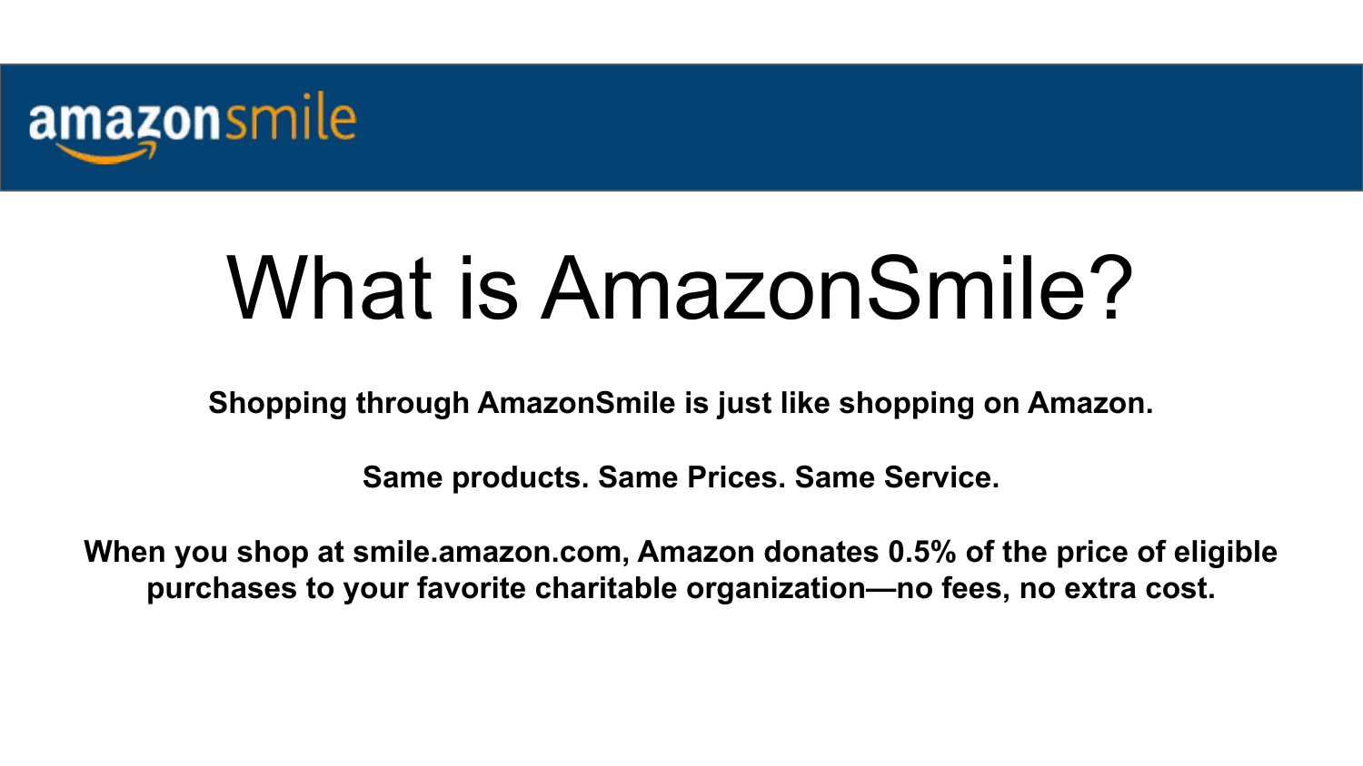amazonsmile

# What is AmazonSmile?

**Shopping through AmazonSmile is just like shopping on Amazon.**

**Same products. Same Prices. Same Service.**

**When you shop at smile.amazon.com, Amazon donates 0.5% of the price of eligible purchases to your favorite charitable organization—no fees, no extra cost.**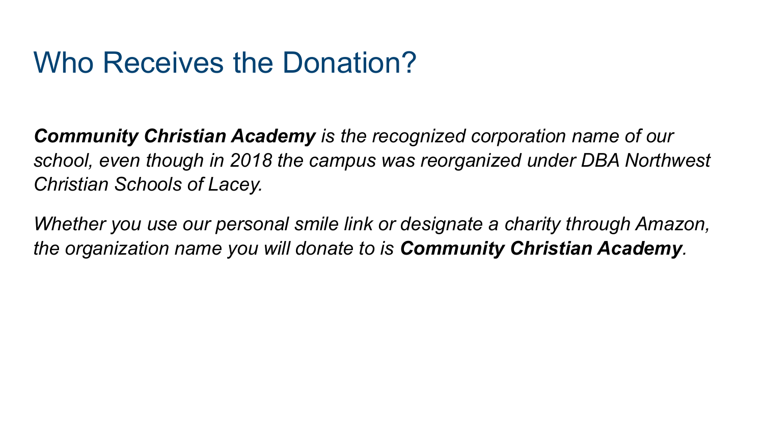# Who Receives the Donation?

***Community Christian Academy** is the recognized corporation name of our school, even though in 2018 the campus was reorganized under DBA Northwest Christian Schools of Lacey.*

*Whether you use our personal smile link or designate a charity through Amazon, the organization name you will donate to is **Community Christian Academy**.*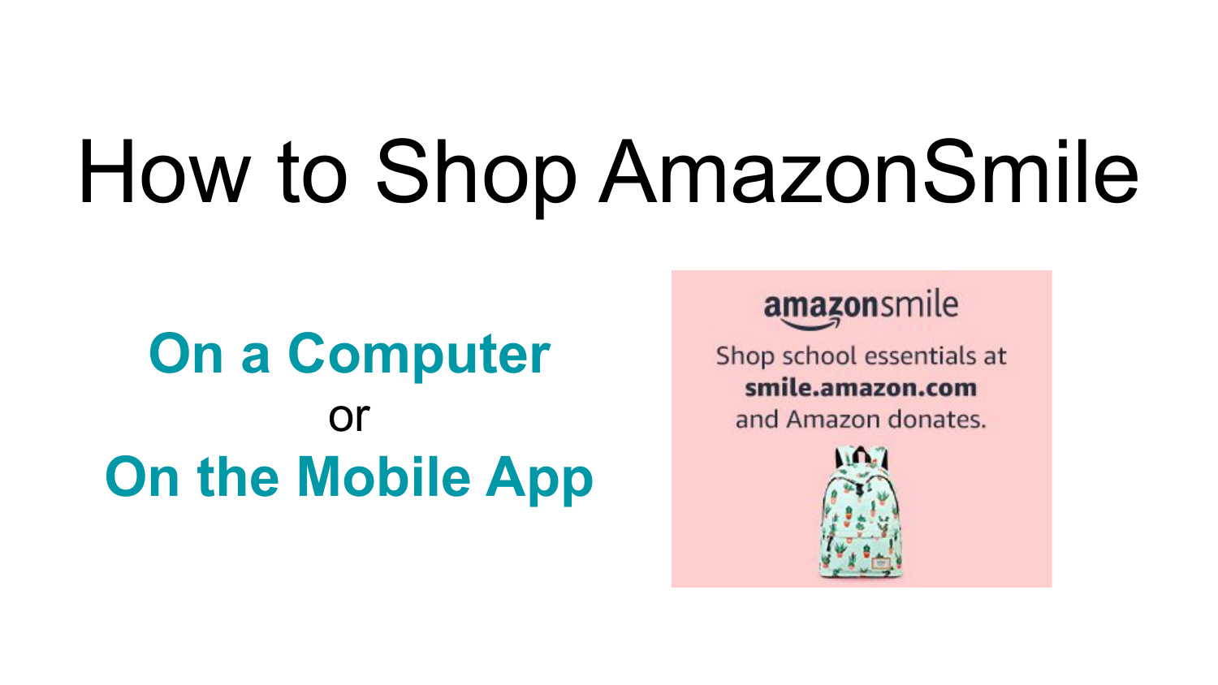# How to Shop AmazonSmile

**On a Computer**

or

**On the Mobile App**

amazonsmile

Shop school essentials at **smile.amazon.com** and Amazon donates.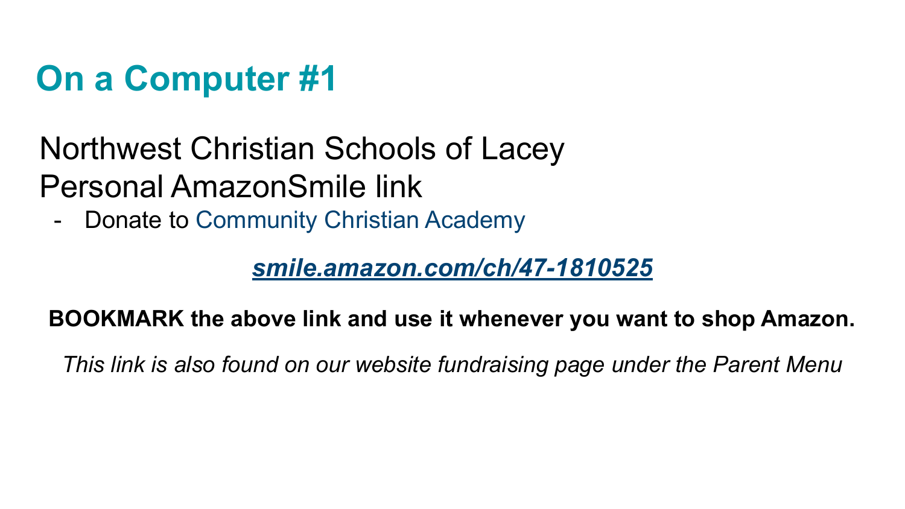# On a Computer #1

Northwest Christian Schools of Lacey
Personal AmazonSmile link

- Donate to Community Christian Academy

***smile.amazon.com/ch/47-1810525***

**BOOKMARK the above link and use it whenever you want to shop Amazon.**

*This link is also found on our website fundraising page under the Parent Menu*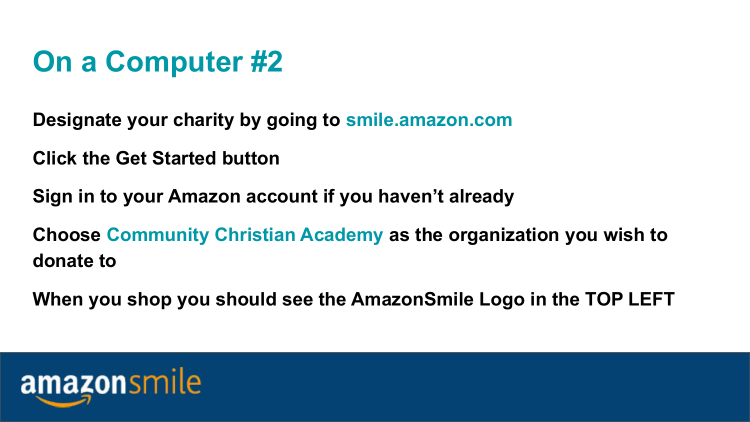# On a Computer #2

**Designate your charity by going to smile.amazon.com**

**Click the Get Started button**

**Sign in to your Amazon account if you haven't already**

**Choose Community Christian Academy as the organization you wish to donate to**

**When you shop you should see the AmazonSmile Logo in the TOP LEFT**

amazonsmile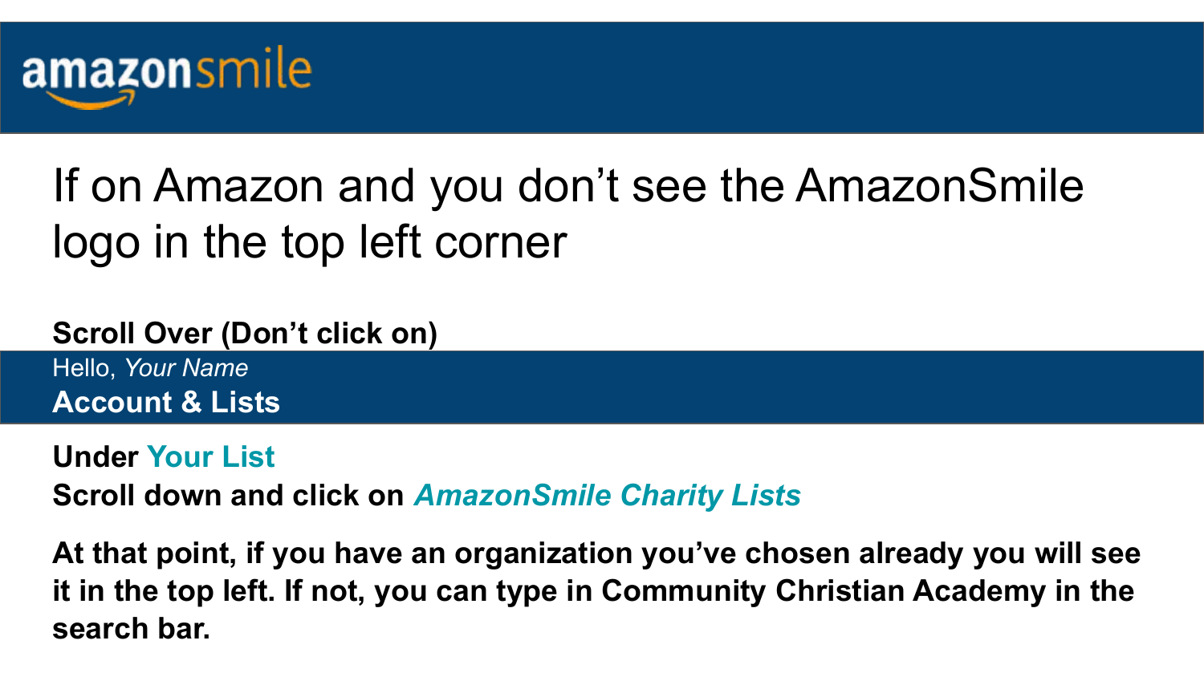amazonsmile

# If on Amazon and you don’t see the AmazonSmile logo in the top left corner

**Scroll Over (Don’t click on)**

Hello, *Your Name*

**Account & Lists**

**Under Your List**

**Scroll down and click on *AmazonSmile Charity Lists***

**At that point, if you have an organization you’ve chosen already you will see it in the top left. If not, you can type in Community Christian Academy in the search bar.**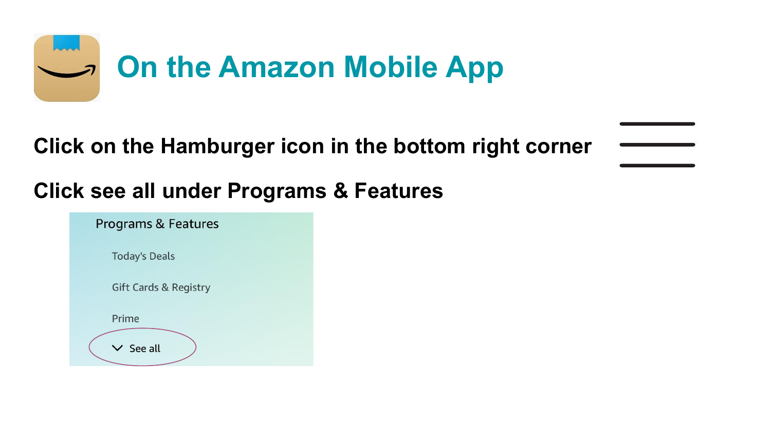# On the Amazon Mobile App

**Click on the Hamburger icon in the bottom right corner**

**Click see all under Programs & Features**

Programs & Features

- Today's Deals
- Gift Cards & Registry
- Prime
- See all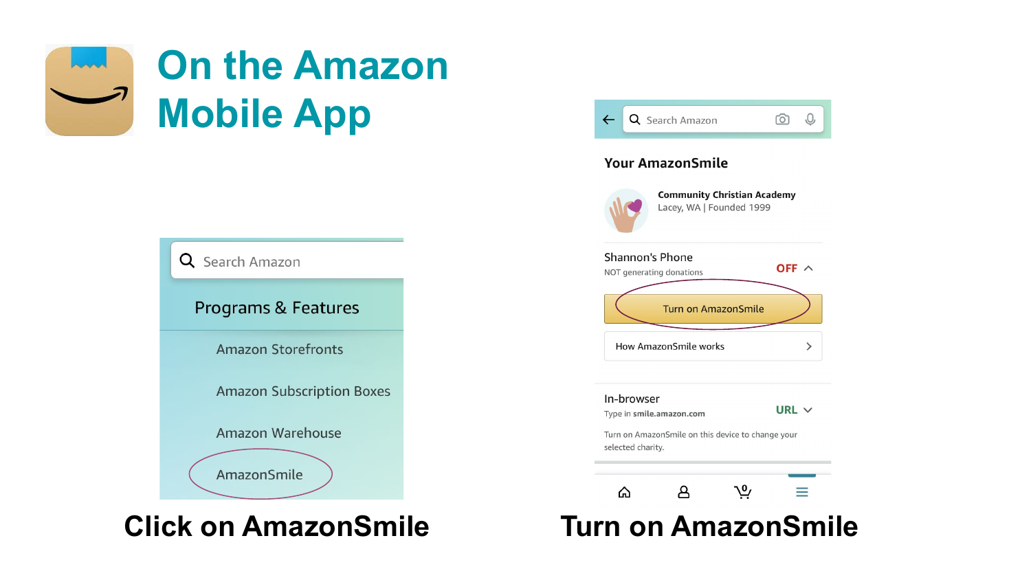# On the Amazon Mobile App

Search Amazon

Programs & Features

Amazon Storefronts

Amazon Subscription Boxes

Amazon Warehouse

AmazonSmile

**Click on AmazonSmile**

Search Amazon

Your AmazonSmile

Community Christian Academy
Lacey, WA | Founded 1999

Shannon's Phone
NOT generating donations
OFF

Turn on AmazonSmile

How AmazonSmile works

In-browser
Type in smile.amazon.com
URL

Turn on AmazonSmile on this device to change your selected charity.

**Turn on AmazonSmile**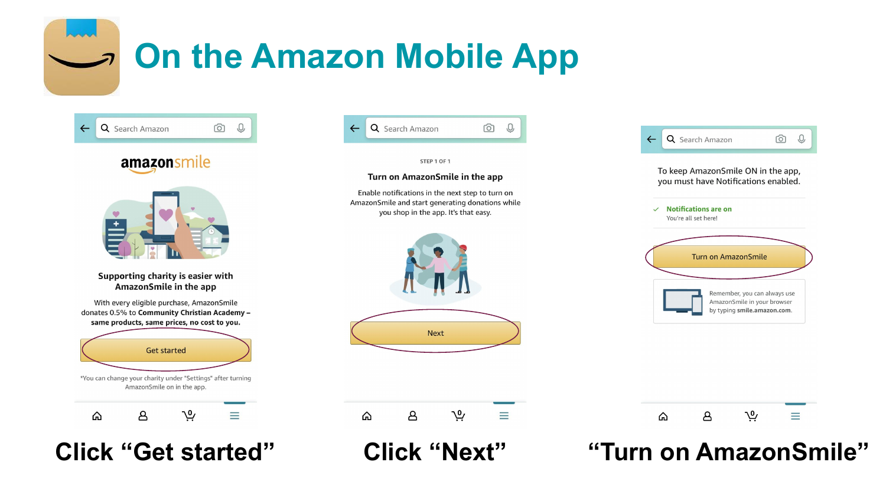# On the Amazon Mobile App

amazonsmile

**Supporting charity is easier with AmazonSmile in the app**

With every eligible purchase, AmazonSmile donates 0.5% to **Community Christian Academy – same products, same prices, no cost to you.**

Get started

*You can change your charity under "Settings" after turning AmazonSmile on in the app.

**Click "Get started"**

STEP 1 OF 1

**Turn on AmazonSmile in the app**

Enable notifications in the next step to turn on AmazonSmile and start generating donations while you shop in the app. It's that easy.

Next

**Click "Next"**

To keep AmazonSmile ON in the app, you must have Notifications enabled.

✓ **Notifications are on**

You're all set here!

Turn on AmazonSmile

Remember, you can always use AmazonSmile in your browser by typing **smile.amazon.com**.

**"Turn on AmazonSmile"**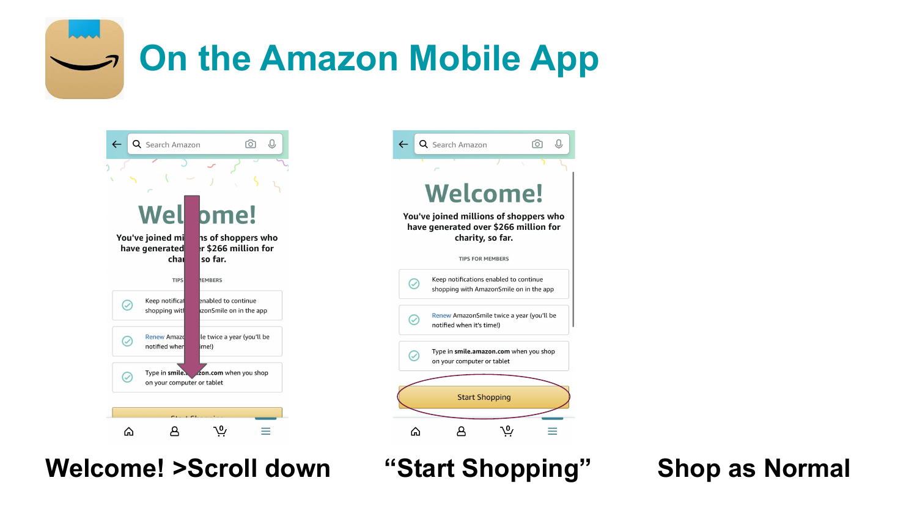# On the Amazon Mobile App

Search Amazon

**Welcome!**

You've joined millions of shoppers who have generated over $266 million for charity, so far.

TIPS FOR MEMBERS

- Keep notifications enabled to continue shopping with AmazonSmile on in the app
- Renew AmazonSmile twice a year (you'll be notified when it's time!)
- Type in **smile.amazon.com** when you shop on your computer or tablet

Start Shopping

**Welcome! >Scroll down**

**"Start Shopping"**

**Shop as Normal**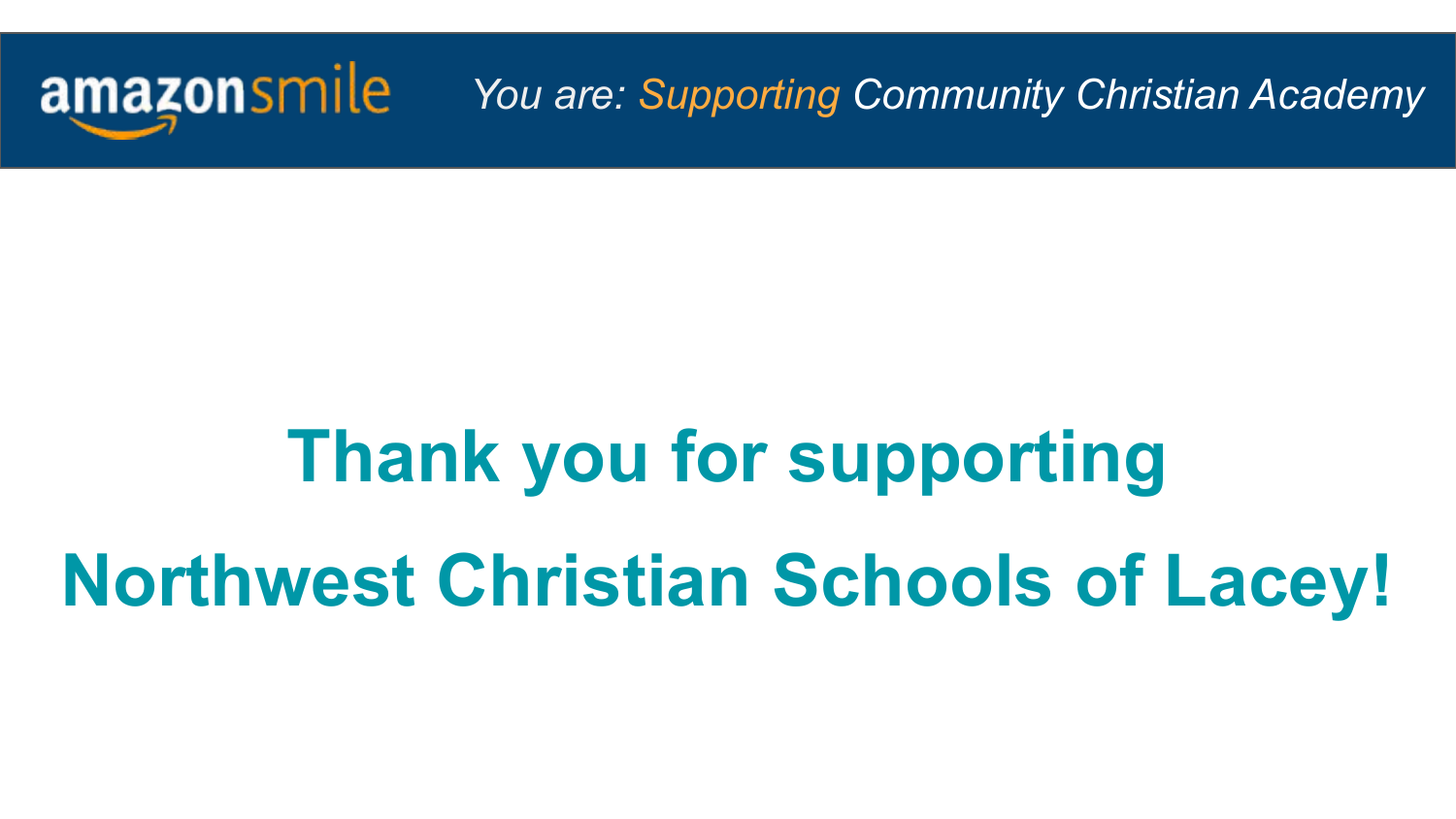amazonsmile *You are: Supporting Community Christian Academy*

# Thank you for supporting Northwest Christian Schools of Lacey!